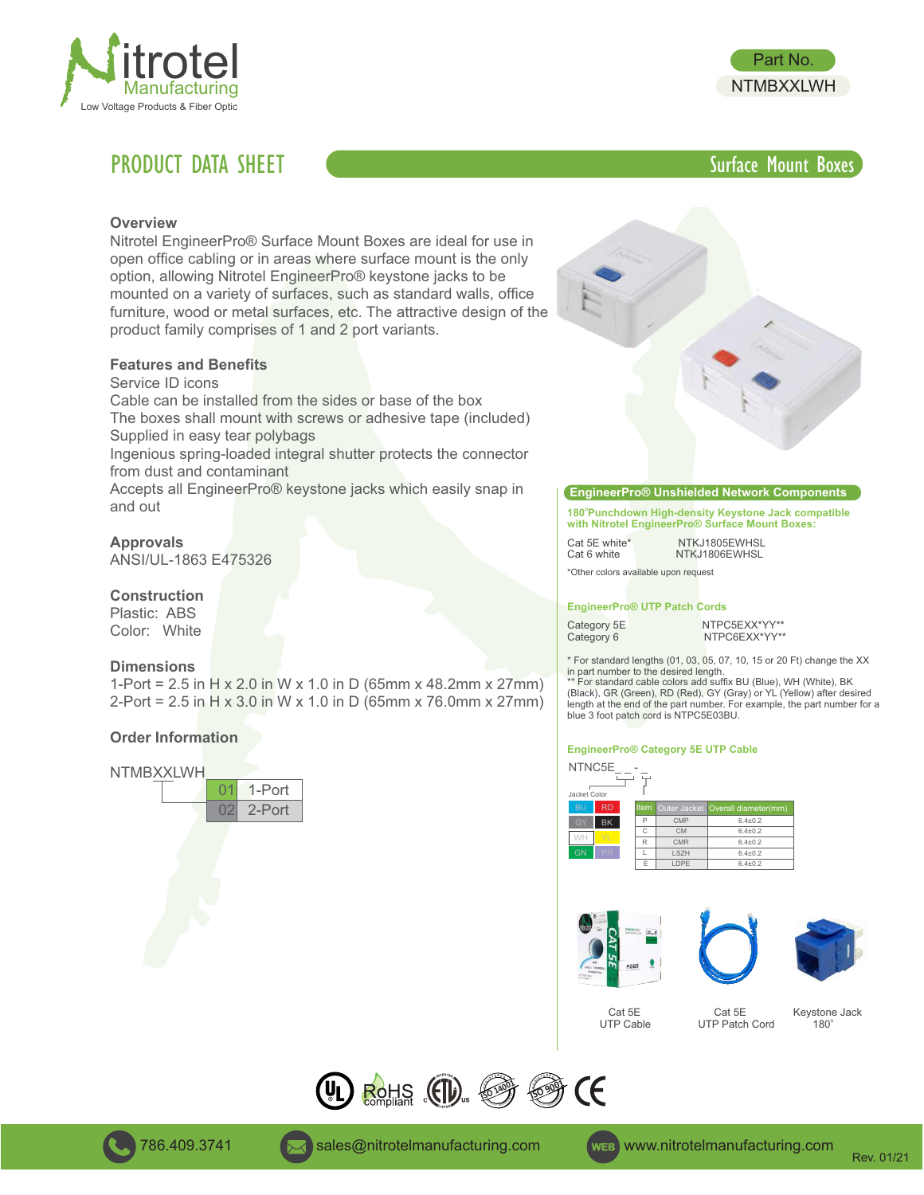Nitrotel Manufacturing
Low Voltage Products & Fiber Optic

Part No.
NTMBXXLWH

# PRODUCT DATA SHEET

## Surface Mount Boxes

### Overview

Nitrotel EngineerPro® Surface Mount Boxes are ideal for use in open office cabling or in areas where surface mount is the only option, allowing Nitrotel EngineerPro® keystone jacks to be mounted on a variety of surfaces, such as standard walls, office furniture, wood or metal surfaces, etc. The attractive design of the product family comprises of 1 and 2 port variants.

### Features and Benefits

Service ID icons
Cable can be installed from the sides or base of the box
The boxes shall mount with screws or adhesive tape (included)
Supplied in easy tear polybags
Ingenious spring-loaded integral shutter protects the connector from dust and contaminant
Accepts all EngineerPro® keystone jacks which easily snap in and out

### Approvals

ANSI/UL-1863 E475326

### Construction

Plastic: ABS
Color: White

### Dimensions

1-Port = 2.5 in H x 2.0 in W x 1.0 in D (65mm x 48.2mm x 27mm)
2-Port = 2.5 in H x 3.0 in W x 1.0 in D (65mm x 76.0mm x 27mm)

### Order Information

NTMBXXLWH

| XX | Description |
|---|---|
| 01 | 1-Port |
| 02 | 2-Port |

### EngineerPro® Unshielded Network Components

**180˚Punchdown High-density Keystone Jack compatible with Nitrotel EngineerPro® Surface Mount Boxes:**

| | |
|---|---|
| Cat 5E white* | NTKJ1805EWHSL |
| Cat 6 white | NTKJ1806EWHSL |

*Other colors available upon request

**EngineerPro® UTP Patch Cords**

| | |
|---|---|
| Category 5E | NTPC5EXX*YY** |
| Category 6 | NTPC6EXX*YY** |

* For standard lengths (01, 03, 05, 07, 10, 15 or 20 Ft) change the XX in part number to the desired length.
** For standard cable colors add suffix BU (Blue), WH (White), BK (Black), GR (Green), RD (Red), GY (Gray) or YL (Yellow) after desired length at the end of the part number. For example, the part number for a blue 3 foot patch cord is NTPC5E03BU.

**EngineerPro® Category 5E UTP Cable**

NTNC5E_ _ - _

Jacket Color

| | |
|---|---|
| BU | RD |
| GY | BK |
| WH | YL |
| GN | PR |

| Item | Outer Jacket | Overall diameter(mm) |
|---|---|---|
| P | CMP | 6.4±0.2 |
| C | CM | 6.4±0.2 |
| R | CMR | 6.4±0.2 |
| L | LSZH | 6.4±0.2 |
| E | LDPE | 6.4±0.2 |

Cat 5E UTP Cable | Cat 5E UTP Patch Cord | Keystone Jack 180˚

786.409.3741 | sales@nitrotelmanufacturing.com | www.nitrotelmanufacturing.com

Rev. 01/21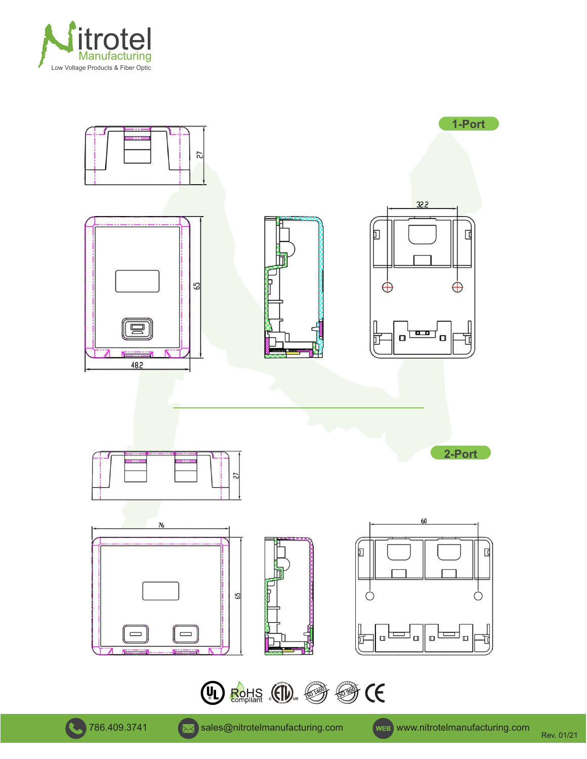Nitrotel Manufacturing
Low Voltage Products & Fiber Optic

## 1-Port

27

32.2

65

48.2

## 2-Port

27

76

65

60

RoHS compliant

786.409.3741

sales@nitrotelmanufacturing.com

www.nitrotelmanufacturing.com

Rev. 01/21